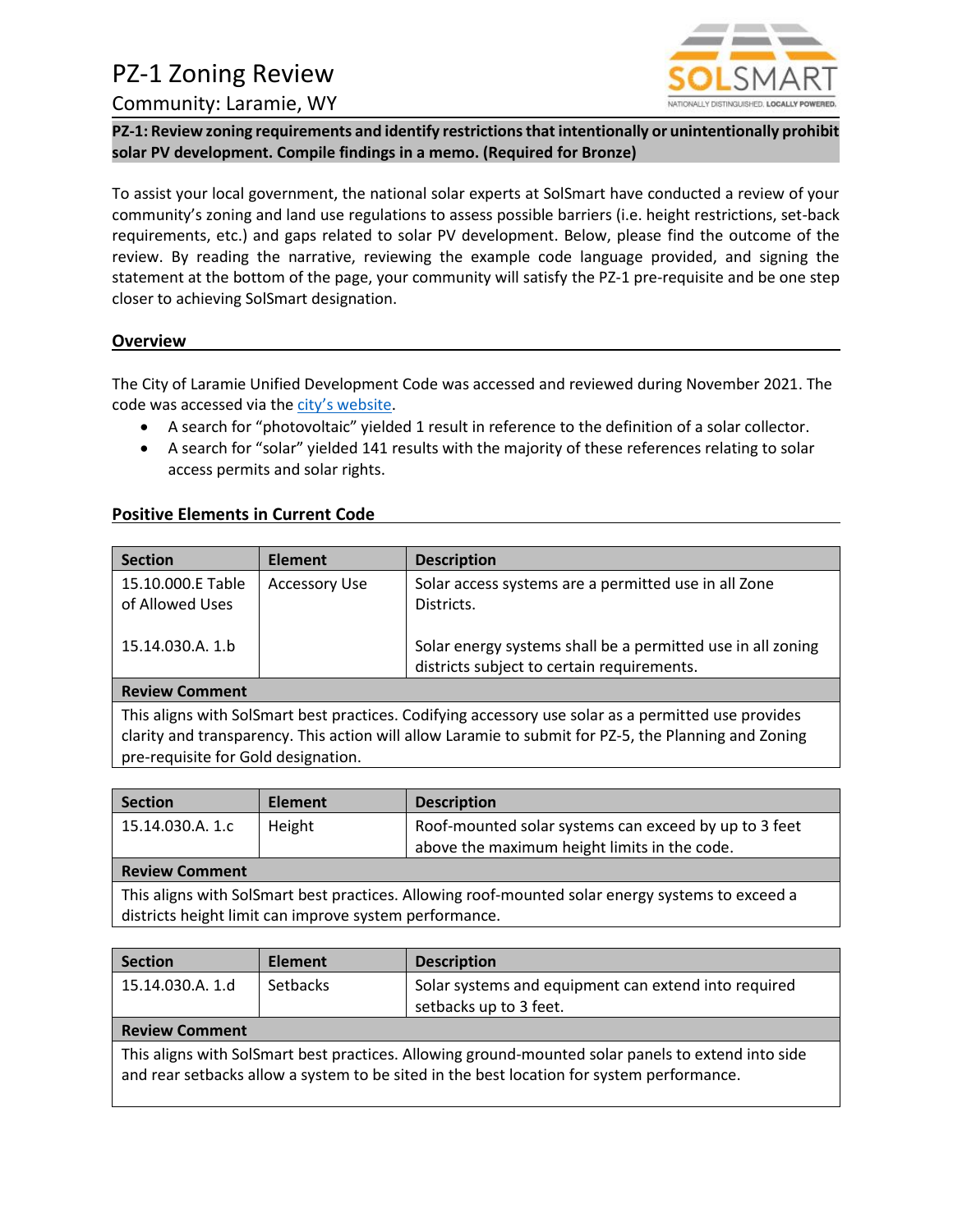# PZ-1 Zoning Review

## Community: Laramie, WY

**PZ-1: Review zoning requirements and identify restrictions that intentionally or unintentionally prohibit solar PV development. Compile findings in a memo. (Required for Bronze)**

To assist your local government, the national solar experts at SolSmart have conducted a review of your community's zoning and land use regulations to assess possible barriers (i.e. height restrictions, set-back requirements, etc.) and gaps related to solar PV development. Below, please find the outcome of the review. By reading the narrative, reviewing the example code language provided, and signing the statement at the bottom of the page, your community will satisfy the PZ-1 pre-requisite and be one step closer to achieving SolSmart designation.

### Overview

The City of Laramie Unified Development Code was accessed and reviewed during November 2021. The code was accessed via the city's website.

- A search for "photovoltaic" yielded 1 result in reference to the definition of a solar collector.
- A search for "solar" yielded 141 results with the majority of these references relating to solar access permits and solar rights.

### Positive Elements in Current Code

| Section | Element | Description |
|---|---|---|
| 15.10.000.E Table of Allowed Uses | Accessory Use | Solar access systems are a permitted use in all Zone Districts. |
| 15.14.030.A. 1.b | | Solar energy systems shall be a permitted use in all zoning districts subject to certain requirements. |
| **Review Comment** | | |
| This aligns with SolSmart best practices. Codifying accessory use solar as a permitted use provides clarity and transparency. This action will allow Laramie to submit for PZ-5, the Planning and Zoning pre-requisite for Gold designation. | | |

| Section | Element | Description |
|---|---|---|
| 15.14.030.A. 1.c | Height | Roof-mounted solar systems can exceed by up to 3 feet above the maximum height limits in the code. |
| **Review Comment** | | |
| This aligns with SolSmart best practices. Allowing roof-mounted solar energy systems to exceed a districts height limit can improve system performance. | | |

| Section | Element | Description |
|---|---|---|
| 15.14.030.A. 1.d | Setbacks | Solar systems and equipment can extend into required setbacks up to 3 feet. |
| **Review Comment** | | |
| This aligns with SolSmart best practices. Allowing ground-mounted solar panels to extend into side and rear setbacks allow a system to be sited in the best location for system performance. | | |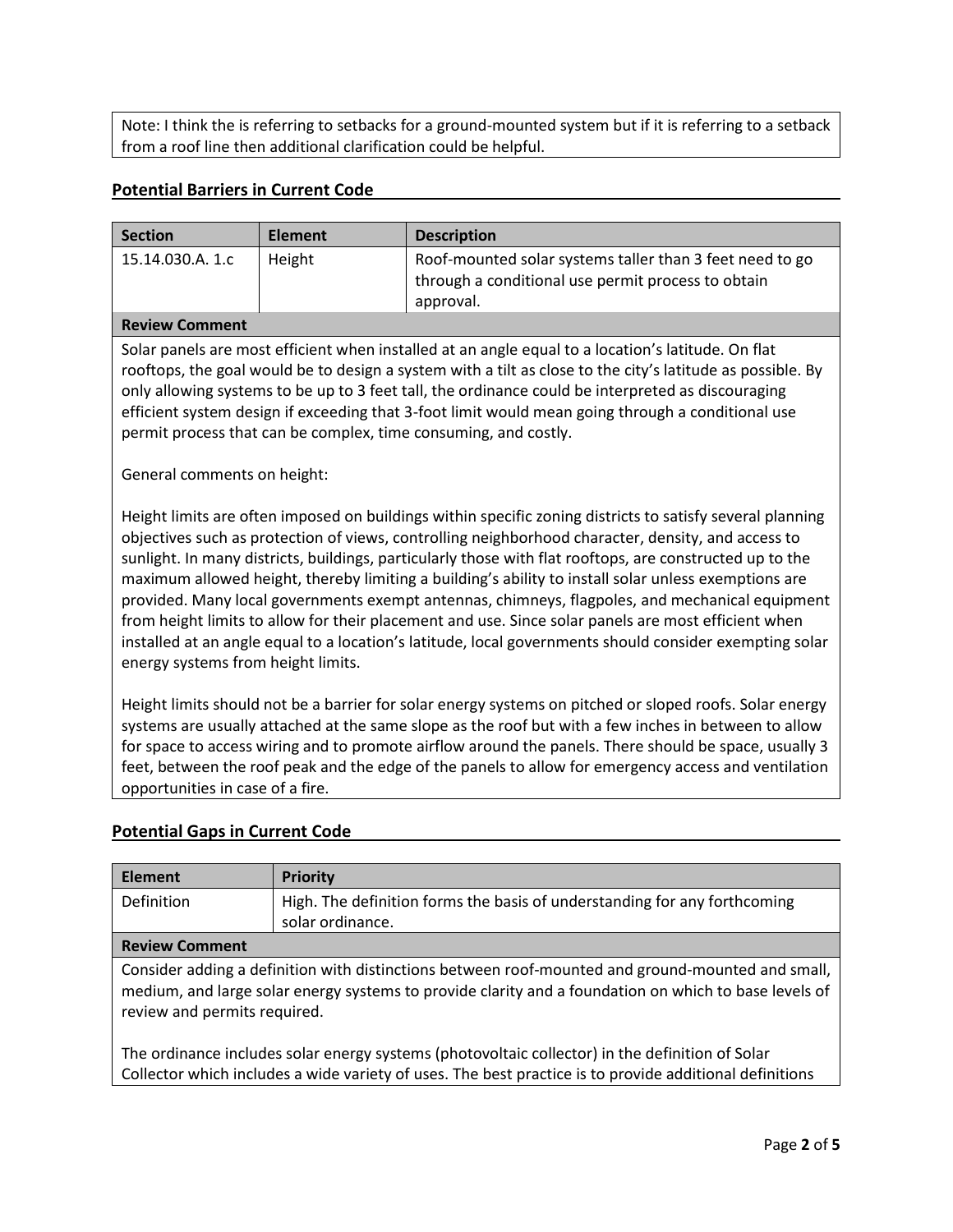Note: I think the is referring to setbacks for a ground-mounted system but if it is referring to a setback from a roof line then additional clarification could be helpful.

## Potential Barriers in Current Code

| Section | Element | Description |
|---|---|---|
| 15.14.030.A. 1.c | Height | Roof-mounted solar systems taller than 3 feet need to go through a conditional use permit process to obtain approval. |

**Review Comment**

Solar panels are most efficient when installed at an angle equal to a location's latitude. On flat rooftops, the goal would be to design a system with a tilt as close to the city's latitude as possible. By only allowing systems to be up to 3 feet tall, the ordinance could be interpreted as discouraging efficient system design if exceeding that 3-foot limit would mean going through a conditional use permit process that can be complex, time consuming, and costly.

General comments on height:

Height limits are often imposed on buildings within specific zoning districts to satisfy several planning objectives such as protection of views, controlling neighborhood character, density, and access to sunlight. In many districts, buildings, particularly those with flat rooftops, are constructed up to the maximum allowed height, thereby limiting a building's ability to install solar unless exemptions are provided. Many local governments exempt antennas, chimneys, flagpoles, and mechanical equipment from height limits to allow for their placement and use. Since solar panels are most efficient when installed at an angle equal to a location's latitude, local governments should consider exempting solar energy systems from height limits.

Height limits should not be a barrier for solar energy systems on pitched or sloped roofs. Solar energy systems are usually attached at the same slope as the roof but with a few inches in between to allow for space to access wiring and to promote airflow around the panels. There should be space, usually 3 feet, between the roof peak and the edge of the panels to allow for emergency access and ventilation opportunities in case of a fire.

## Potential Gaps in Current Code

| Element | Priority |
|---|---|
| Definition | High. The definition forms the basis of understanding for any forthcoming solar ordinance. |

**Review Comment**

Consider adding a definition with distinctions between roof-mounted and ground-mounted and small, medium, and large solar energy systems to provide clarity and a foundation on which to base levels of review and permits required.

The ordinance includes solar energy systems (photovoltaic collector) in the definition of Solar Collector which includes a wide variety of uses. The best practice is to provide additional definitions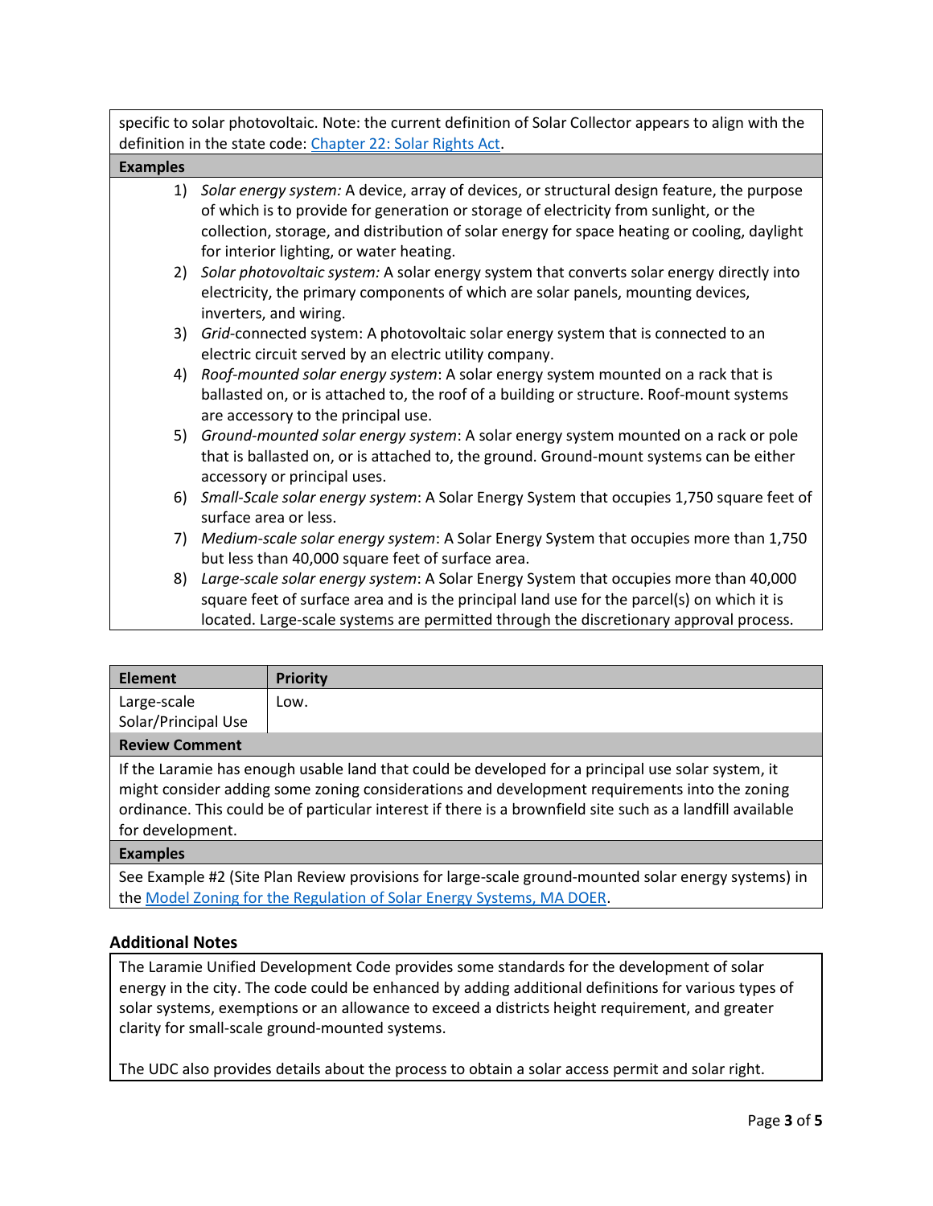| |
|---|
| specific to solar photovoltaic. Note: the current definition of Solar Collector appears to align with the definition in the state code: Chapter 22: Solar Rights Act. |
| **Examples** |

1) *Solar energy system:* A device, array of devices, or structural design feature, the purpose of which is to provide for generation or storage of electricity from sunlight, or the collection, storage, and distribution of solar energy for space heating or cooling, daylight for interior lighting, or water heating.
2) *Solar photovoltaic system:* A solar energy system that converts solar energy directly into electricity, the primary components of which are solar panels, mounting devices, inverters, and wiring.
3) *Grid*-connected system: A photovoltaic solar energy system that is connected to an electric circuit served by an electric utility company.
4) *Roof-mounted solar energy system*: A solar energy system mounted on a rack that is ballasted on, or is attached to, the roof of a building or structure. Roof-mount systems are accessory to the principal use.
5) *Ground-mounted solar energy system*: A solar energy system mounted on a rack or pole that is ballasted on, or is attached to, the ground. Ground-mount systems can be either accessory or principal uses.
6) *Small-Scale solar energy system*: A Solar Energy System that occupies 1,750 square feet of surface area or less.
7) *Medium-scale solar energy system*: A Solar Energy System that occupies more than 1,750 but less than 40,000 square feet of surface area.
8) *Large-scale solar energy system*: A Solar Energy System that occupies more than 40,000 square feet of surface area and is the principal land use for the parcel(s) on which it is located. Large-scale systems are permitted through the discretionary approval process.

| Element | Priority |
|---|---|
| Large-scale Solar/Principal Use | Low. |

**Review Comment**

If the Laramie has enough usable land that could be developed for a principal use solar system, it might consider adding some zoning considerations and development requirements into the zoning ordinance. This could be of particular interest if there is a brownfield site such as a landfill available for development.

**Examples**

See Example #2 (Site Plan Review provisions for large-scale ground-mounted solar energy systems) in the Model Zoning for the Regulation of Solar Energy Systems, MA DOER.

### Additional Notes

The Laramie Unified Development Code provides some standards for the development of solar energy in the city. The code could be enhanced by adding additional definitions for various types of solar systems, exemptions or an allowance to exceed a districts height requirement, and greater clarity for small-scale ground-mounted systems.

The UDC also provides details about the process to obtain a solar access permit and solar right.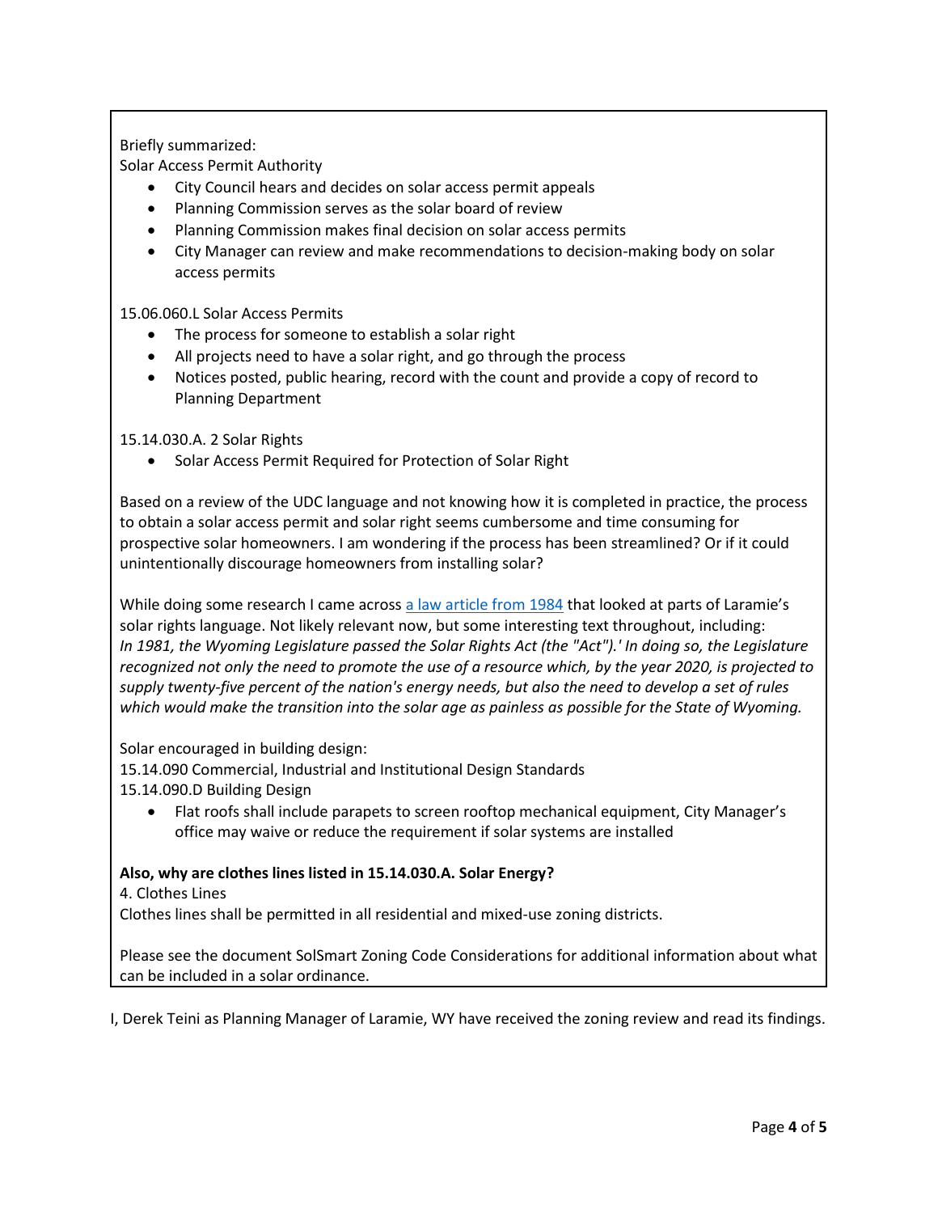Briefly summarized:
Solar Access Permit Authority

- City Council hears and decides on solar access permit appeals
- Planning Commission serves as the solar board of review
- Planning Commission makes final decision on solar access permits
- City Manager can review and make recommendations to decision-making body on solar access permits

15.06.060.L Solar Access Permits

- The process for someone to establish a solar right
- All projects need to have a solar right, and go through the process
- Notices posted, public hearing, record with the count and provide a copy of record to Planning Department

15.14.030.A. 2 Solar Rights

- Solar Access Permit Required for Protection of Solar Right

Based on a review of the UDC language and not knowing how it is completed in practice, the process to obtain a solar access permit and solar right seems cumbersome and time consuming for prospective solar homeowners. I am wondering if the process has been streamlined? Or if it could unintentionally discourage homeowners from installing solar?

While doing some research I came across a law article from 1984 that looked at parts of Laramie's solar rights language. Not likely relevant now, but some interesting text throughout, including:
*In 1981, the Wyoming Legislature passed the Solar Rights Act (the "Act").' In doing so, the Legislature recognized not only the need to promote the use of a resource which, by the year 2020, is projected to supply twenty-five percent of the nation's energy needs, but also the need to develop a set of rules which would make the transition into the solar age as painless as possible for the State of Wyoming.*

Solar encouraged in building design:
15.14.090 Commercial, Industrial and Institutional Design Standards
15.14.090.D Building Design

- Flat roofs shall include parapets to screen rooftop mechanical equipment, City Manager's office may waive or reduce the requirement if solar systems are installed

**Also, why are clothes lines listed in 15.14.030.A. Solar Energy?**
4. Clothes Lines
Clothes lines shall be permitted in all residential and mixed-use zoning districts.

Please see the document SolSmart Zoning Code Considerations for additional information about what can be included in a solar ordinance.

I, Derek Teini as Planning Manager of Laramie, WY have received the zoning review and read its findings.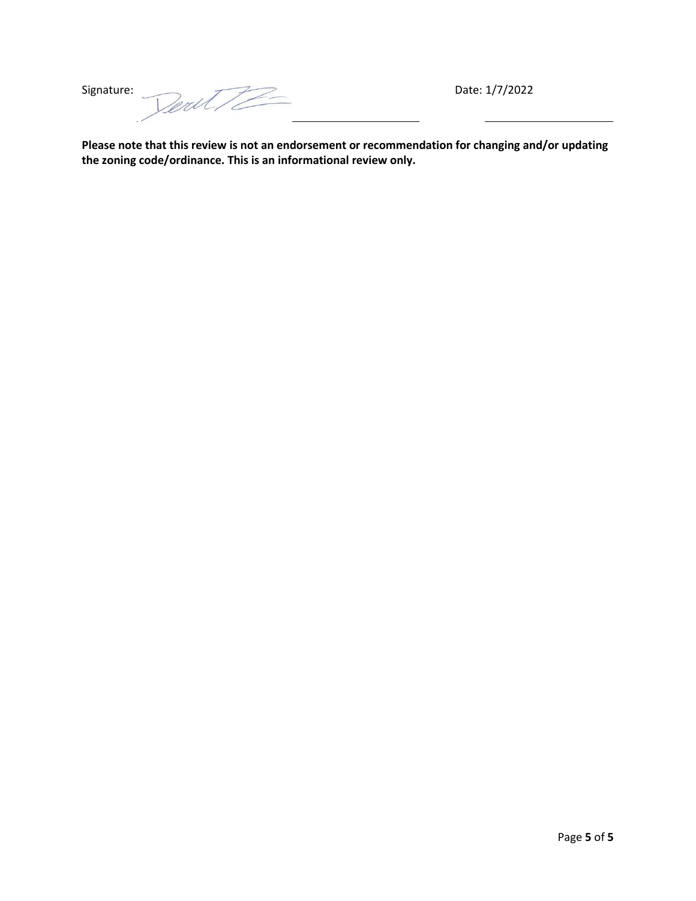Signature: ____________________ Date: 1/7/2022

**Please note that this review is not an endorsement or recommendation for changing and/or updating the zoning code/ordinance. This is an informational review only.**